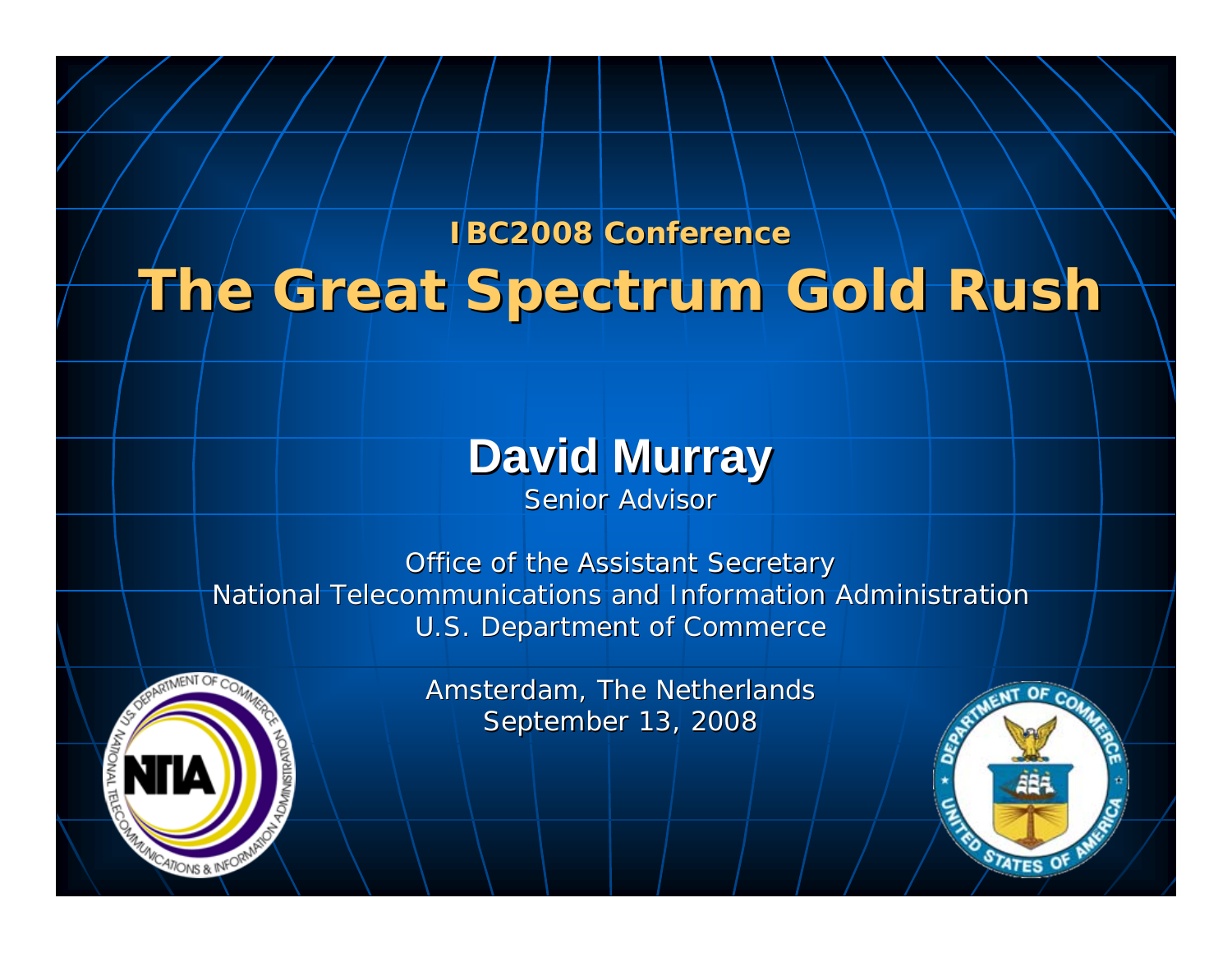## IBC2008 Conference

# The Great Spectrum Gold Rush

**David Murray**

Senior Advisor

Office of the Assistant Secretary
National Telecommunications and Information Administration
U.S. Department of Commerce

Amsterdam, The Netherlands
September 13, 2008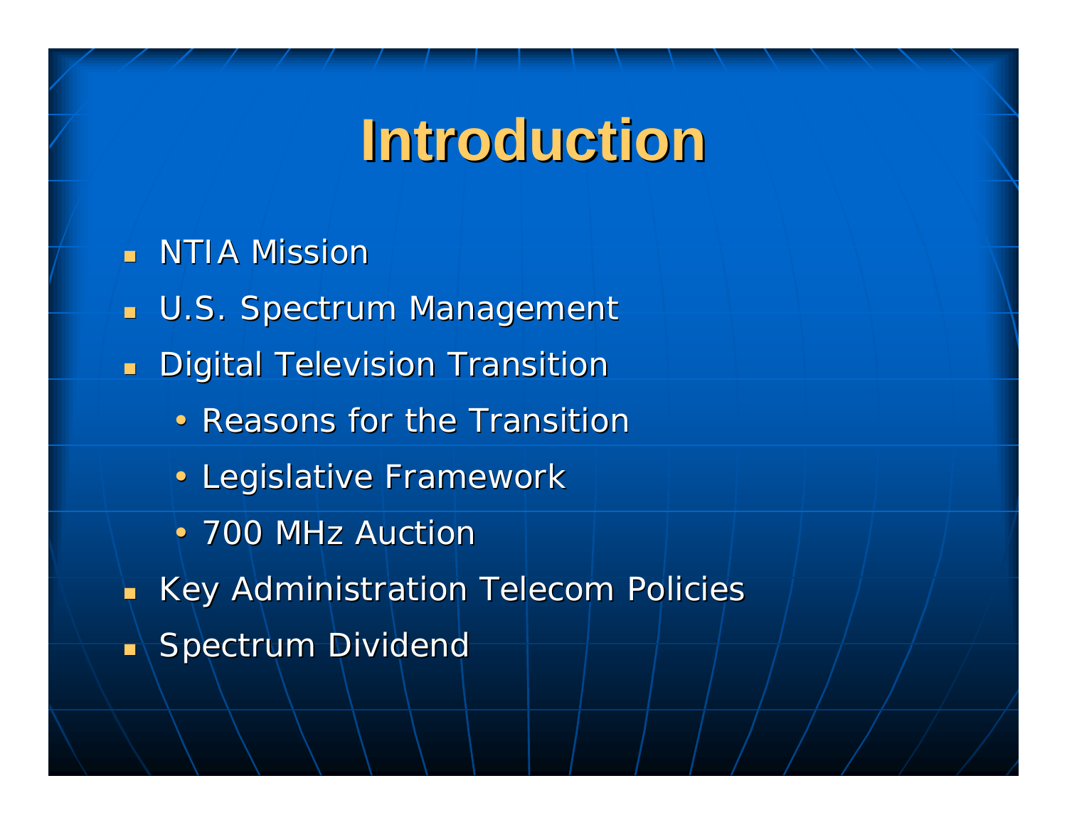# Introduction

- NTIA Mission
- U.S. Spectrum Management
- Digital Television Transition
  - Reasons for the Transition
  - Legislative Framework
  - 700 MHz Auction
- Key Administration Telecom Policies
- Spectrum Dividend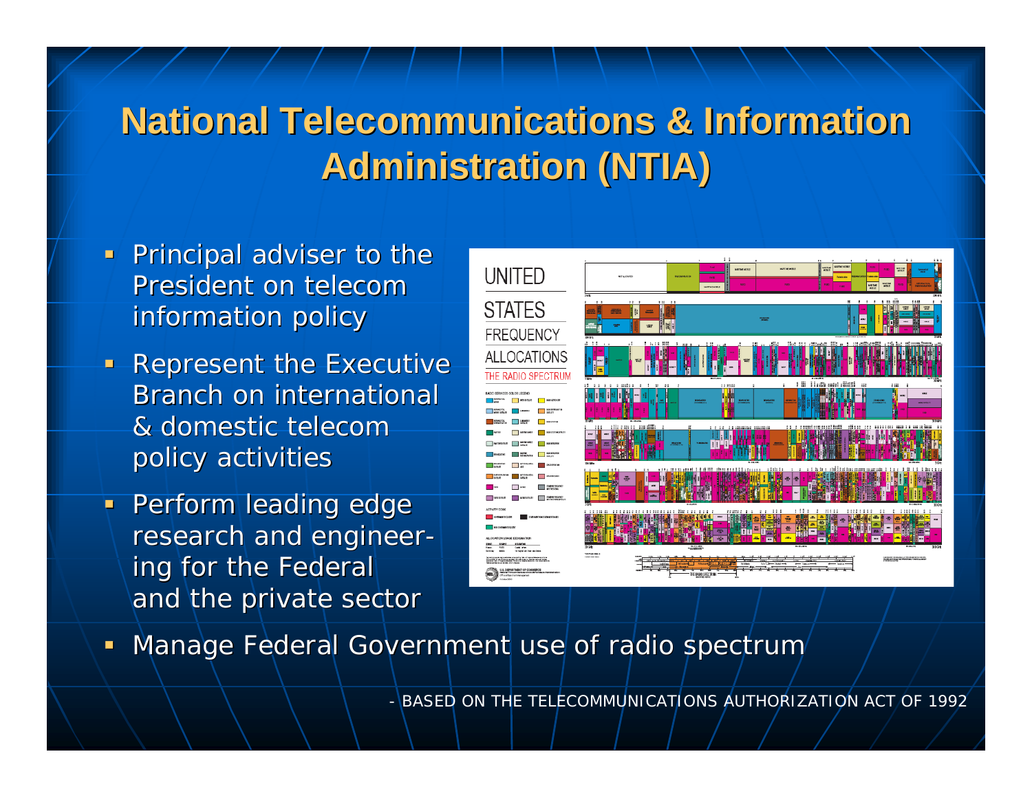# National Telecommunications & Information Administration (NTIA)

- Principal adviser to the President on telecom information policy
- Represent the Executive Branch on international & domestic telecom policy activities
- Perform leading edge research and engineering for the Federal and the private sector
- Manage Federal Government use of radio spectrum

- BASED ON THE TELECOMMUNICATIONS AUTHORIZATION ACT OF 1992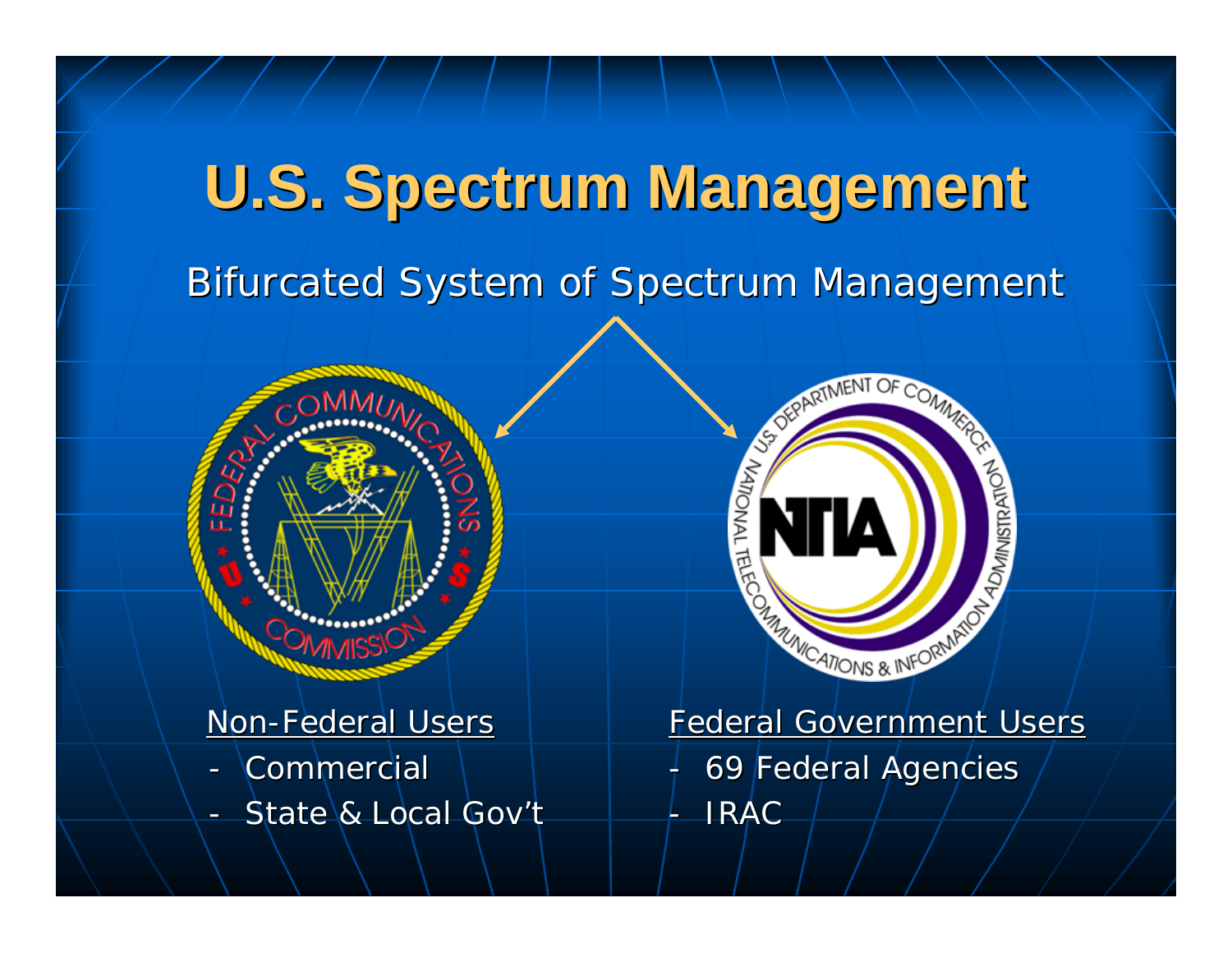# U.S. Spectrum Management

Bifurcated System of Spectrum Management

<u>Non-Federal Users</u>

- Commercial
- State & Local Gov't

<u>Federal Government Users</u>

- 69 Federal Agencies
- IRAC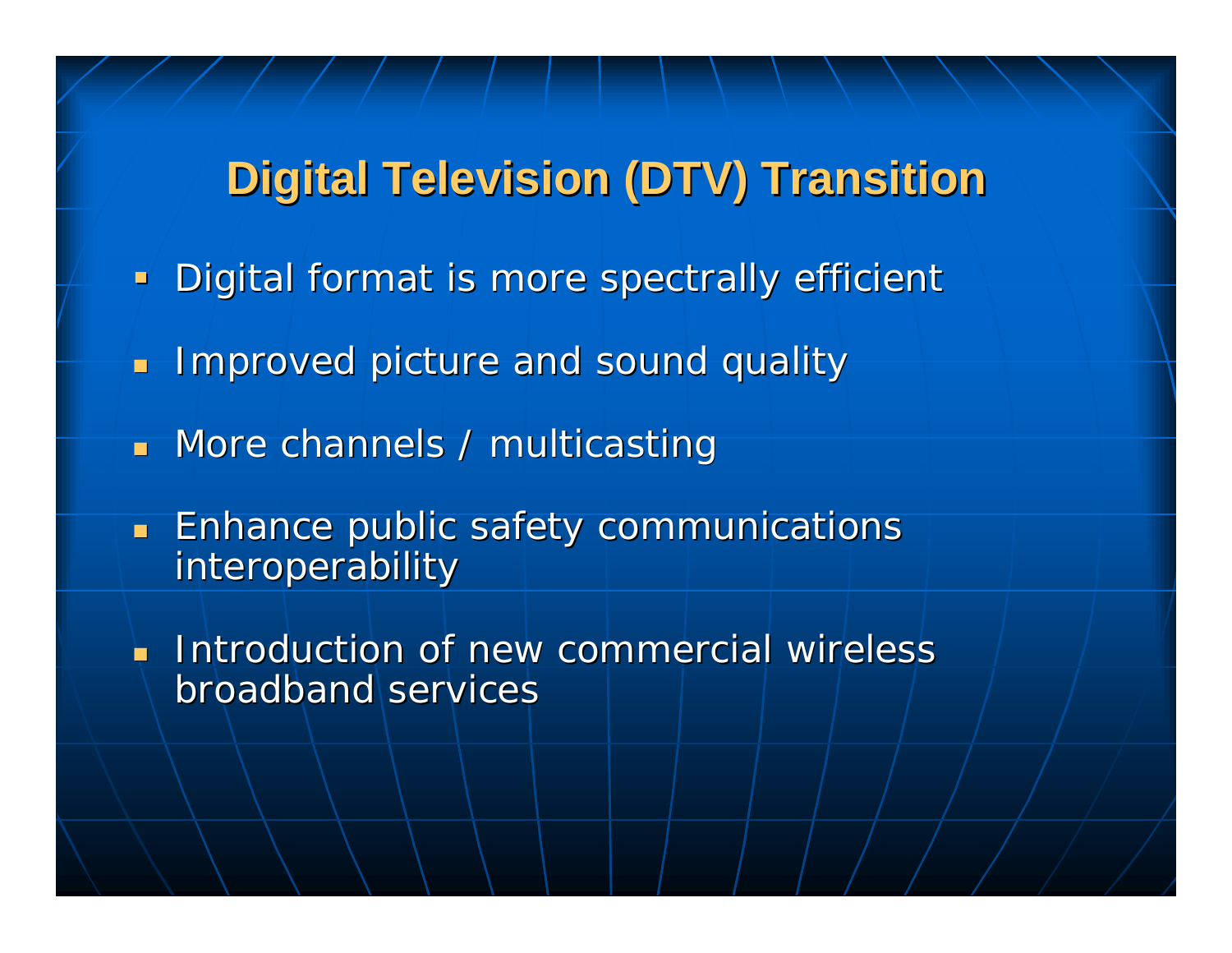# Digital Television (DTV) Transition

- Digital format is more spectrally efficient
- Improved picture and sound quality
- More channels / multicasting
- Enhance public safety communications interoperability
- Introduction of new commercial wireless broadband services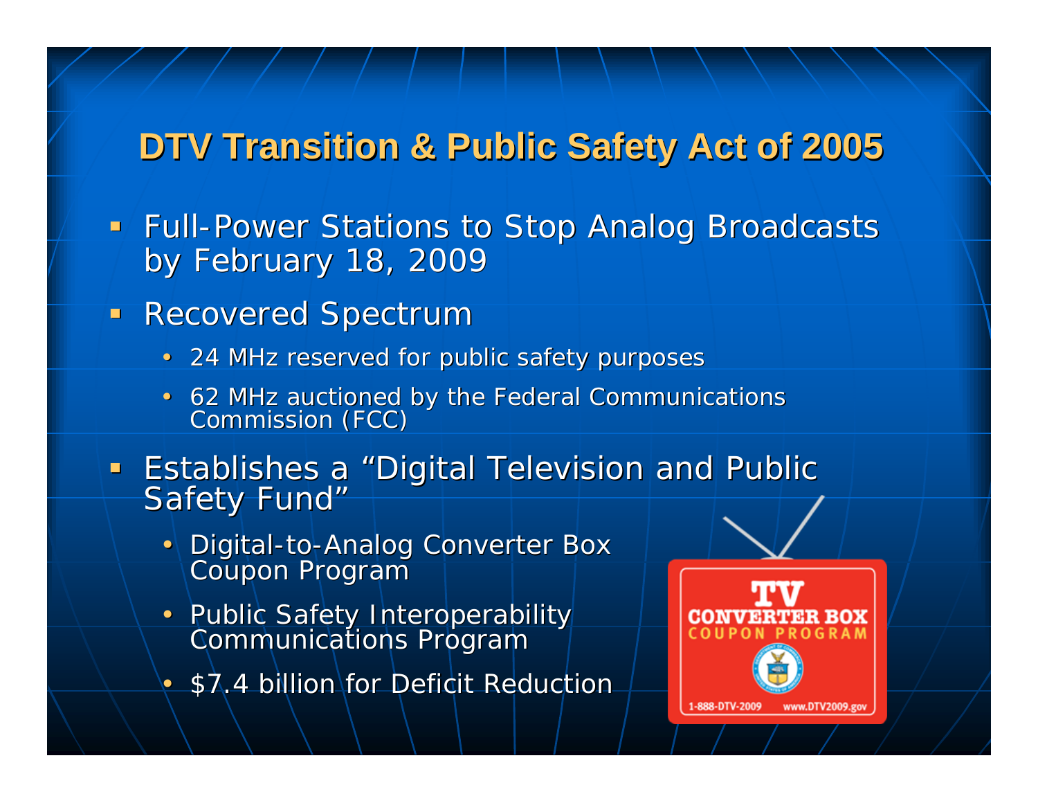# DTV Transition & Public Safety Act of 2005

- Full-Power Stations to Stop Analog Broadcasts by February 18, 2009
- Recovered Spectrum
  - 24 MHz reserved for public safety purposes
  - 62 MHz auctioned by the Federal Communications Commission (FCC)
- Establishes a "Digital Television and Public Safety Fund"
  - Digital-to-Analog Converter Box Coupon Program
  - Public Safety Interoperability Communications Program
  - $7.4 billion for Deficit Reduction

TV CONVERTER BOX COUPON PROGRAM

1-888-DTV-2009 www.DTV2009.gov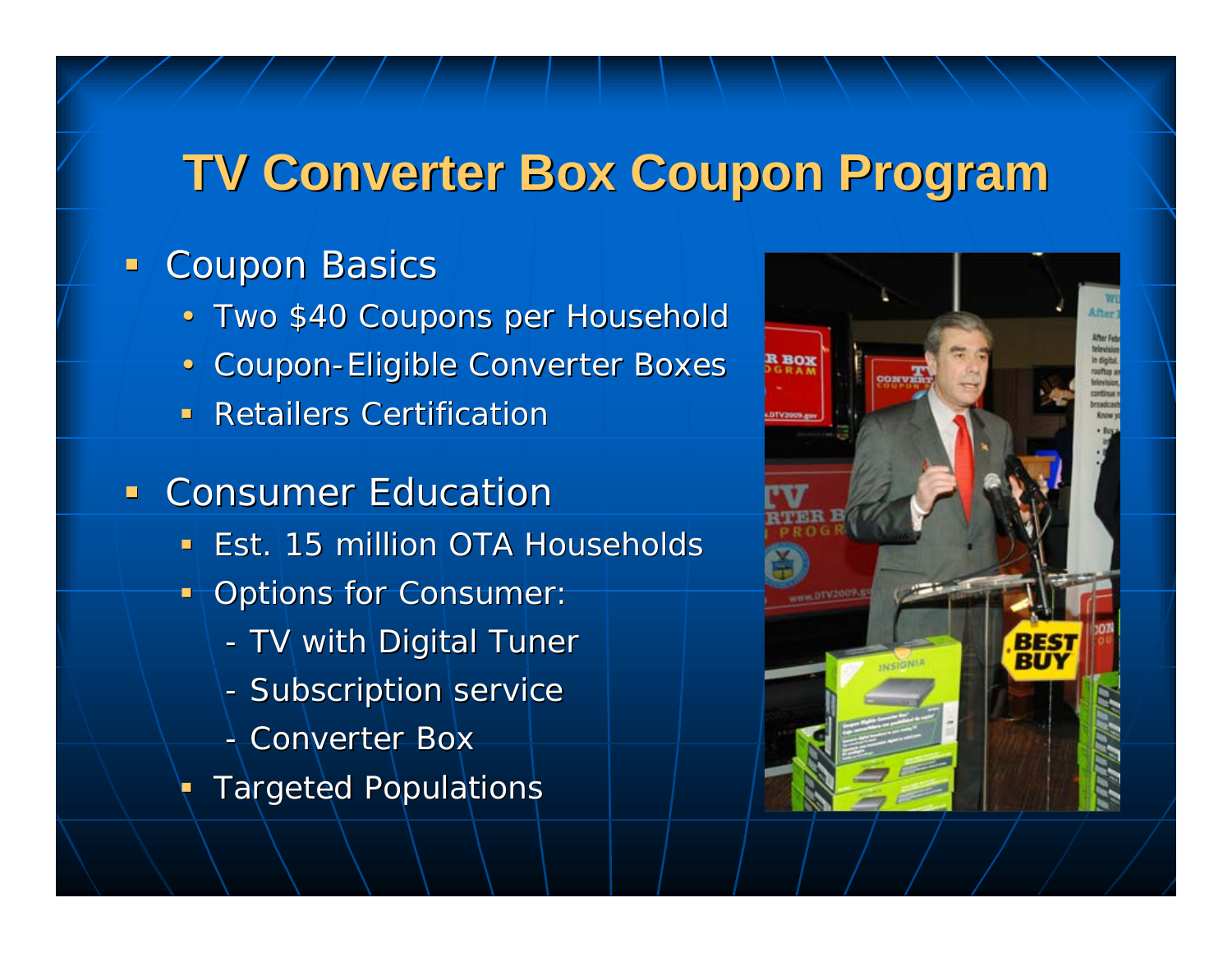# TV Converter Box Coupon Program

- Coupon Basics
  - Two $40 Coupons per Household
  - Coupon-Eligible Converter Boxes
  - Retailers Certification
- Consumer Education
  - Est. 15 million OTA Households
  - Options for Consumer:
    - TV with Digital Tuner
    - Subscription service
    - Converter Box
  - Targeted Populations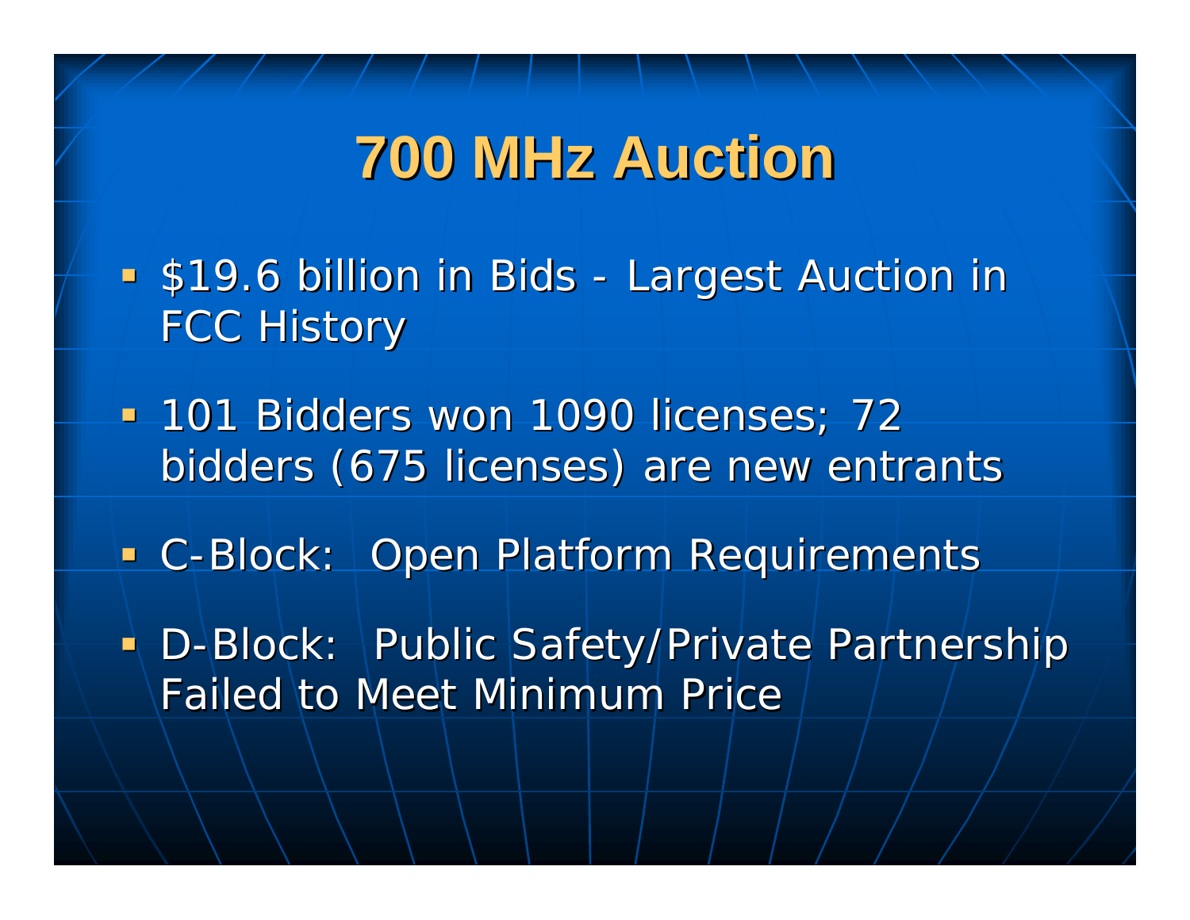# 700 MHz Auction

- $19.6 billion in Bids - Largest Auction in FCC History
- 101 Bidders won 1090 licenses; 72 bidders (675 licenses) are new entrants
- C-Block: Open Platform Requirements
- D-Block: Public Safety/Private Partnership Failed to Meet Minimum Price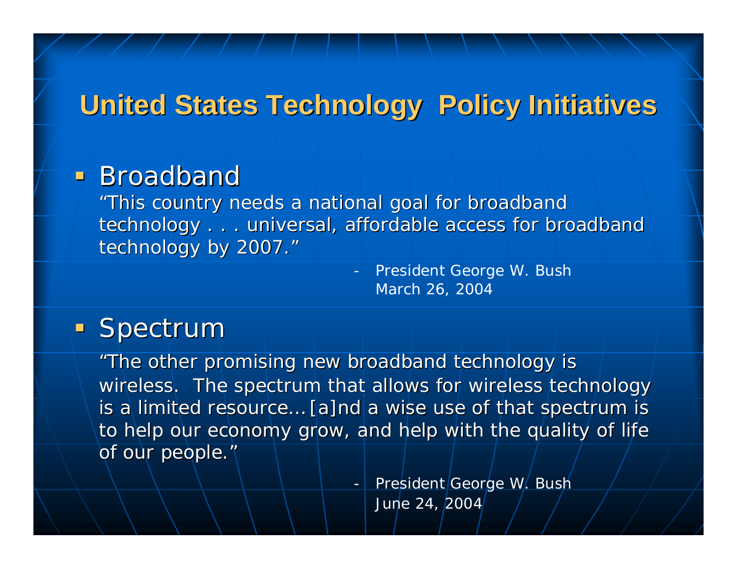# United States Technology Policy Initiatives

- Broadband

  "This country needs a national goal for broadband technology . . . universal, affordable access for broadband technology by 2007."

  \- President George W. Bush
  March 26, 2004

- Spectrum

  "The other promising new broadband technology is wireless. The spectrum that allows for wireless technology is a limited resource…[a]nd a wise use of that spectrum is to help our economy grow, and help with the quality of life of our people."

  \- President George W. Bush
  June 24, 2004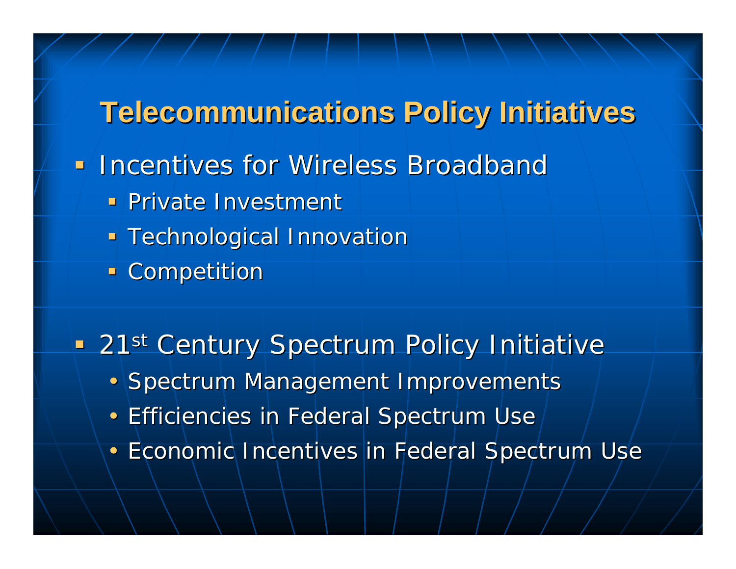# Telecommunications Policy Initiatives

- Incentives for Wireless Broadband
  - Private Investment
  - Technological Innovation
  - Competition

- 21st Century Spectrum Policy Initiative
  - Spectrum Management Improvements
  - Efficiencies in Federal Spectrum Use
  - Economic Incentives in Federal Spectrum Use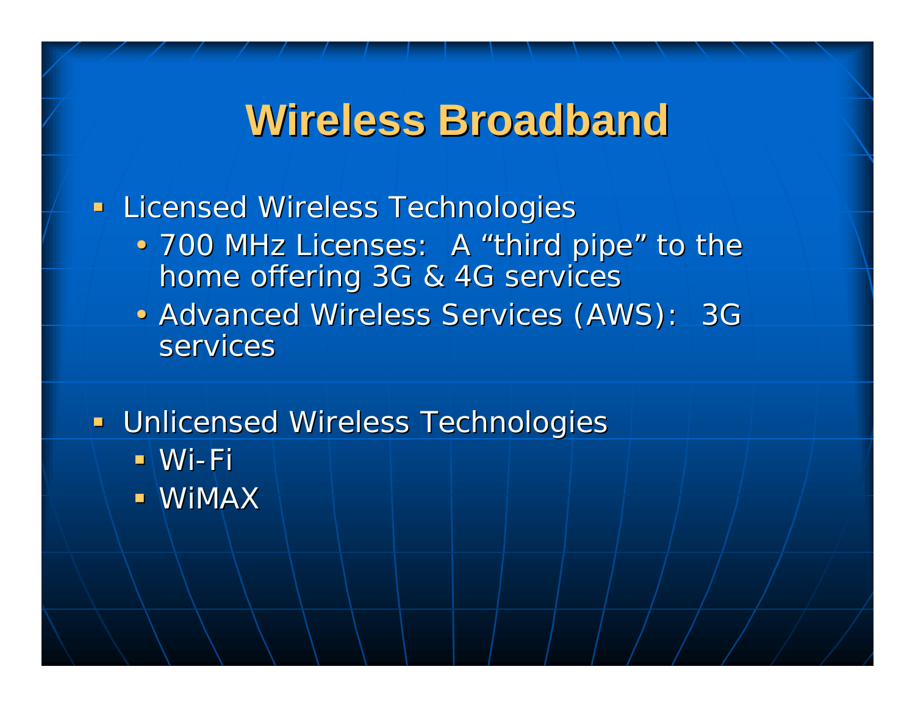# Wireless Broadband

- Licensed Wireless Technologies
  - 700 MHz Licenses: A “third pipe” to the home offering 3G & 4G services
  - Advanced Wireless Services (AWS): 3G services

- Unlicensed Wireless Technologies
  - Wi-Fi
  - WiMAX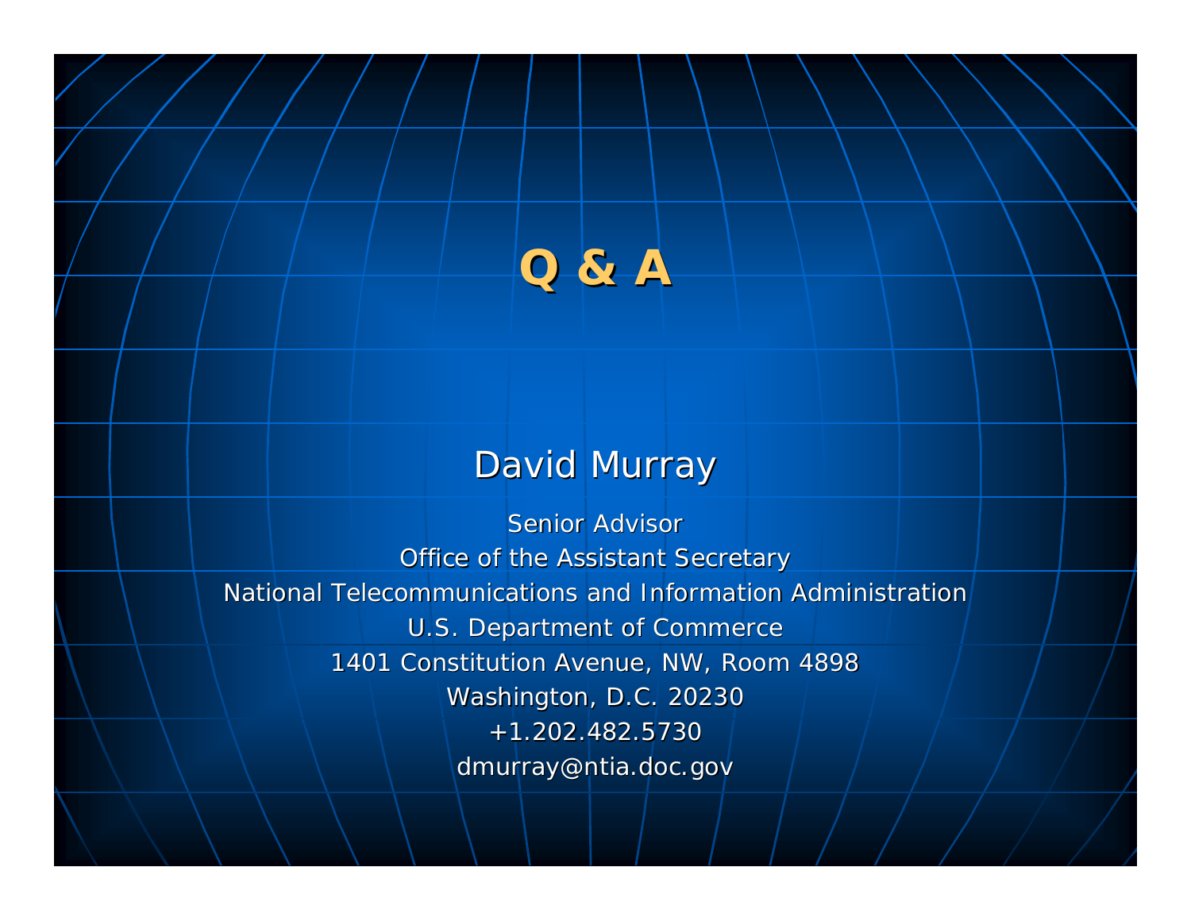# Q & A

## David Murray

Senior Advisor
Office of the Assistant Secretary
National Telecommunications and Information Administration
U.S. Department of Commerce
1401 Constitution Avenue, NW, Room 4898
Washington, D.C. 20230
+1.202.482.5730
dmurray@ntia.doc.gov